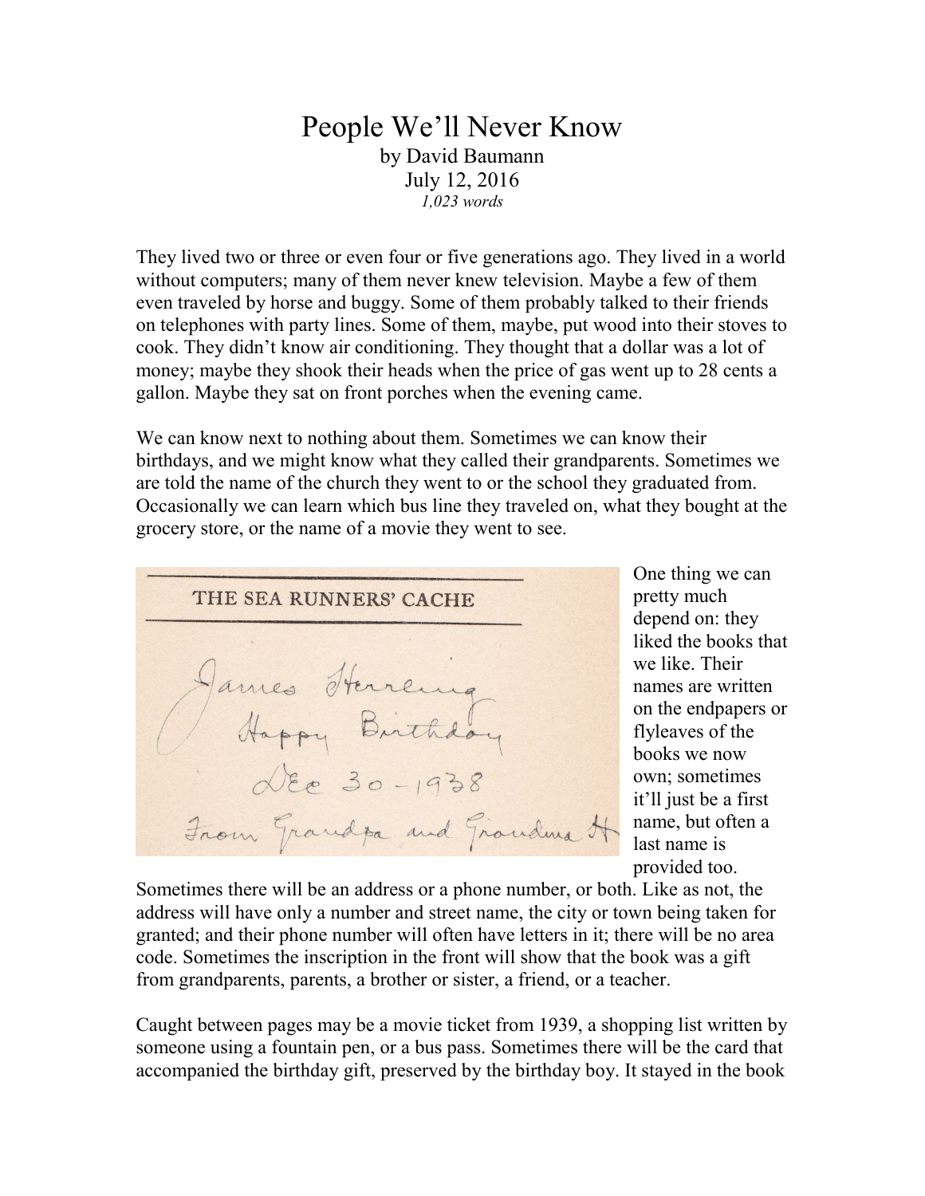# People We'll Never Know

by David Baumann
July 12, 2016
*1,023 words*

They lived two or three or even four or five generations ago. They lived in a world without computers; many of them never knew television. Maybe a few of them even traveled by horse and buggy. Some of them probably talked to their friends on telephones with party lines. Some of them, maybe, put wood into their stoves to cook. They didn't know air conditioning. They thought that a dollar was a lot of money; maybe they shook their heads when the price of gas went up to 28 cents a gallon. Maybe they sat on front porches when the evening came.

We can know next to nothing about them. Sometimes we can know their birthdays, and we might know what they called their grandparents. Sometimes we are told the name of the church they went to or the school they graduated from. Occasionally we can learn which bus line they traveled on, what they bought at the grocery store, or the name of a movie they went to see.

One thing we can pretty much depend on: they liked the books that we like. Their names are written on the endpapers or flyleaves of the books we now own; sometimes it'll just be a first name, but often a last name is provided too. Sometimes there will be an address or a phone number, or both. Like as not, the address will have only a number and street name, the city or town being taken for granted; and their phone number will often have letters in it; there will be no area code. Sometimes the inscription in the front will show that the book was a gift from grandparents, parents, a brother or sister, a friend, or a teacher.

Caught between pages may be a movie ticket from 1939, a shopping list written by someone using a fountain pen, or a bus pass. Sometimes there will be the card that accompanied the birthday gift, preserved by the birthday boy. It stayed in the book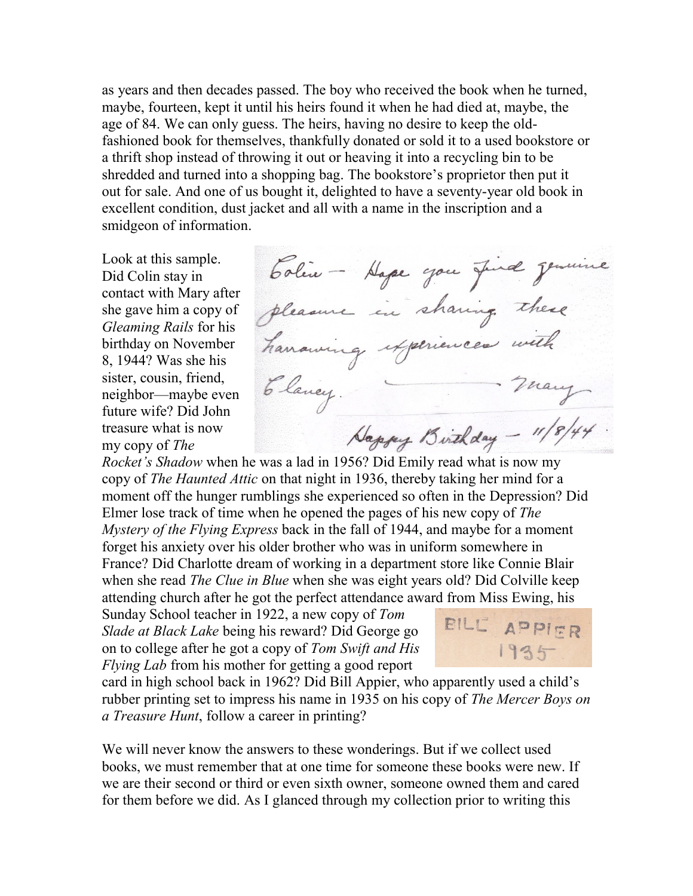as years and then decades passed. The boy who received the book when he turned, maybe, fourteen, kept it until his heirs found it when he had died at, maybe, the age of 84. We can only guess. The heirs, having no desire to keep the old-fashioned book for themselves, thankfully donated or sold it to a used bookstore or a thrift shop instead of throwing it out or heaving it into a recycling bin to be shredded and turned into a shopping bag. The bookstore's proprietor then put it out for sale. And one of us bought it, delighted to have a seventy-year old book in excellent condition, dust jacket and all with a name in the inscription and a smidgeon of information.

Look at this sample. Did Colin stay in contact with Mary after she gave him a copy of *Gleaming Rails* for his birthday on November 8, 1944? Was she his sister, cousin, friend, neighbor—maybe even future wife? Did John treasure what is now my copy of *The Rocket's Shadow* when he was a lad in 1956? Did Emily read what is now my copy of *The Haunted Attic* on that night in 1936, thereby taking her mind for a moment off the hunger rumblings she experienced so often in the Depression? Did Elmer lose track of time when he opened the pages of his new copy of *The Mystery of the Flying Express* back in the fall of 1944, and maybe for a moment forget his anxiety over his older brother who was in uniform somewhere in France? Did Charlotte dream of working in a department store like Connie Blair when she read *The Clue in Blue* when she was eight years old? Did Colville keep attending church after he got the perfect attendance award from Miss Ewing, his Sunday School teacher in 1922, a new copy of *Tom Slade at Black Lake* being his reward? Did George go on to college after he got a copy of *Tom Swift and His Flying Lab* from his mother for getting a good report card in high school back in 1962? Did Bill Appier, who apparently used a child's rubber printing set to impress his name in 1935 on his copy of *The Mercer Boys on a Treasure Hunt*, follow a career in printing?

We will never know the answers to these wonderings. But if we collect used books, we must remember that at one time for someone these books were new. If we are their second or third or even sixth owner, someone owned them and cared for them before we did. As I glanced through my collection prior to writing this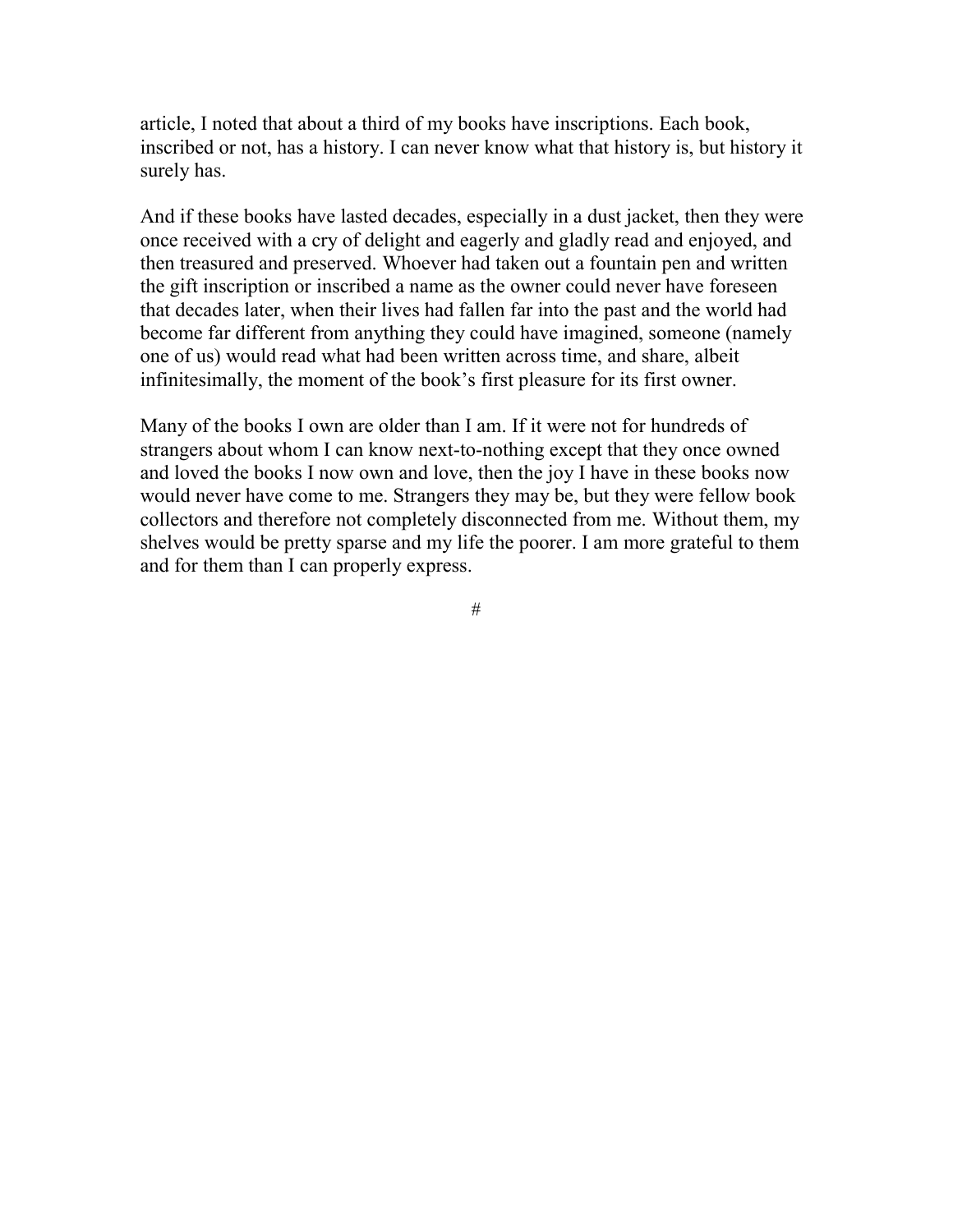article, I noted that about a third of my books have inscriptions. Each book, inscribed or not, has a history. I can never know what that history is, but history it surely has.

And if these books have lasted decades, especially in a dust jacket, then they were once received with a cry of delight and eagerly and gladly read and enjoyed, and then treasured and preserved. Whoever had taken out a fountain pen and written the gift inscription or inscribed a name as the owner could never have foreseen that decades later, when their lives had fallen far into the past and the world had become far different from anything they could have imagined, someone (namely one of us) would read what had been written across time, and share, albeit infinitesimally, the moment of the book's first pleasure for its first owner.

Many of the books I own are older than I am. If it were not for hundreds of strangers about whom I can know next-to-nothing except that they once owned and loved the books I now own and love, then the joy I have in these books now would never have come to me. Strangers they may be, but they were fellow book collectors and therefore not completely disconnected from me. Without them, my shelves would be pretty sparse and my life the poorer. I am more grateful to them and for them than I can properly express.

#